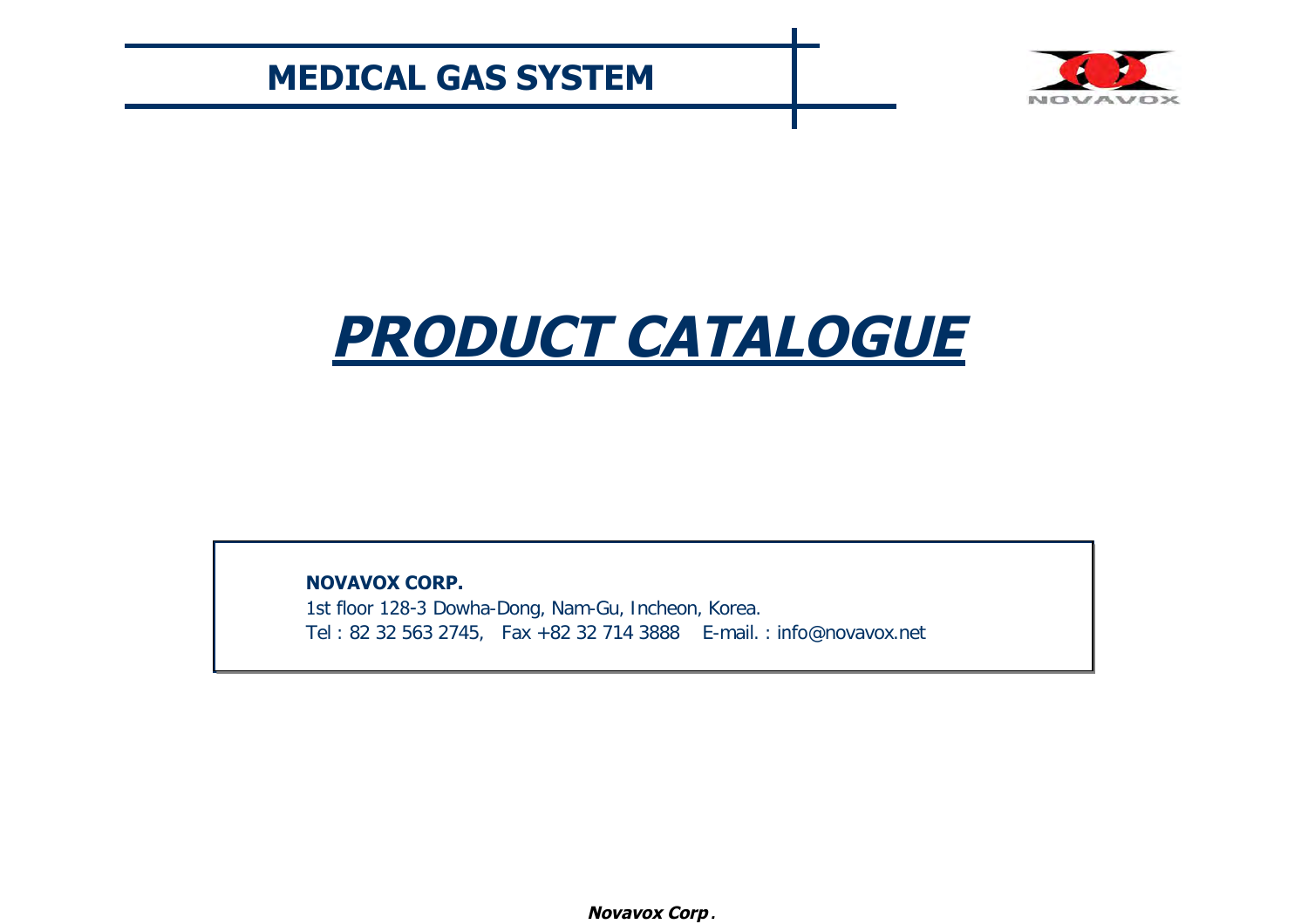# MEDICAL GAS SYSTEM

NOVAVOX

# ***PRODUCT CATALOGUE***

**NOVAVOX CORP.**

1st floor 128-3 Dowha-Dong, Nam-Gu, Incheon, Korea.

Tel : 82 32 563 2745,   Fax +82 32 714 3888    E-mail. : info@novavox.net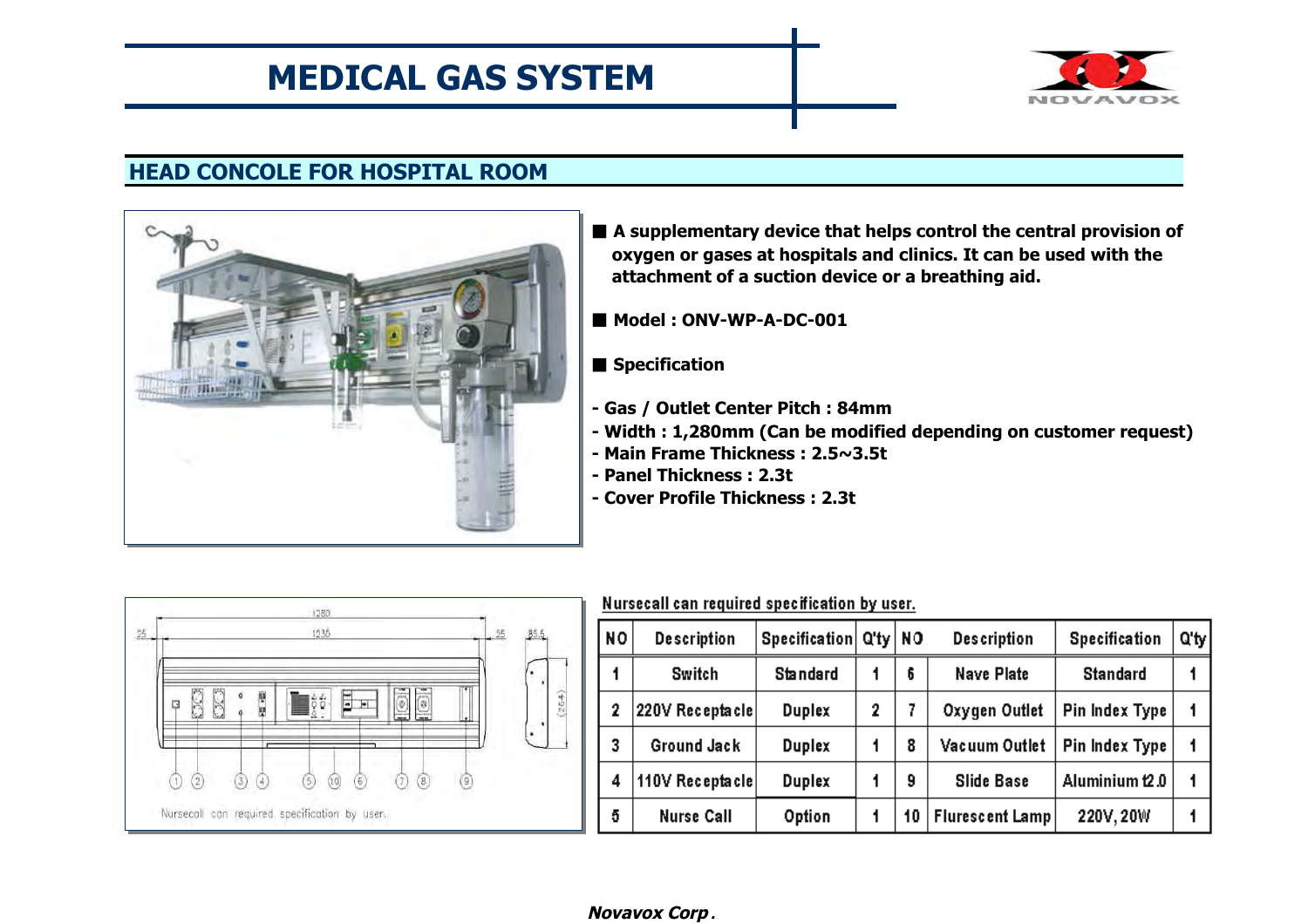# MEDICAL GAS SYSTEM

## HEAD CONCOLE FOR HOSPITAL ROOM

- A supplementary device that helps control the central provision of oxygen or gases at hospitals and clinics. It can be used with the attachment of a suction device or a breathing aid.
- **Model : ONV-WP-A-DC-001**
- **Specification**

- Gas / Outlet Center Pitch : 84mm
- Width : 1,280mm (Can be modified depending on customer request)
- Main Frame Thickness : 2.5~3.5t
- Panel Thickness : 2.3t
- Cover Profile Thickness : 2.3t

Nursecall can required specification by user.

| NO | Description | Specification | Q'ty | NO | Description | Specification | Q'ty |
|---|---|---|---|---|---|---|---|
| 1 | Switch | Standard | 1 | 6 | Nave Plate | Standard | 1 |
| 2 | 220V Receptacle | Duplex | 2 | 7 | Oxygen Outlet | Pin Index Type | 1 |
| 3 | Ground Jack | Duplex | 1 | 8 | Vacuum Outlet | Pin Index Type | 1 |
| 4 | 110V Receptacle | Duplex | 1 | 9 | Slide Base | Aluminium t2.0 | 1 |
| 5 | Nurse Call | Option | 1 | 10 | Flurescent Lamp | 220V, 20W | 1 |

*Novavox Corp.*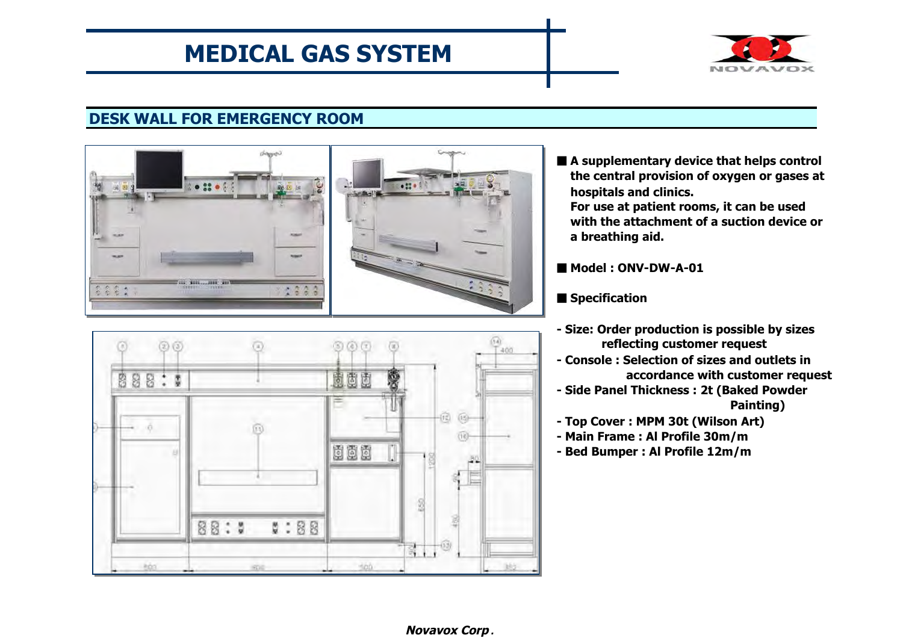# MEDICAL GAS SYSTEM

## DESK WALL FOR EMERGENCY ROOM

- **A supplementary device that helps control the central provision of oxygen or gases at hospitals and clinics. For use at patient rooms, it can be used with the attachment of a suction device or a breathing aid.**

- **Model : ONV-DW-A-01**

- **Specification**

**- Size: Order production is possible by sizes reflecting customer request**
**- Console : Selection of sizes and outlets in accordance with customer request**
**- Side Panel Thickness : 2t (Baked Powder Painting)**
**- Top Cover : MPM 30t (Wilson Art)**
**- Main Frame : Al Profile 30m/m**
**- Bed Bumper : Al Profile 12m/m**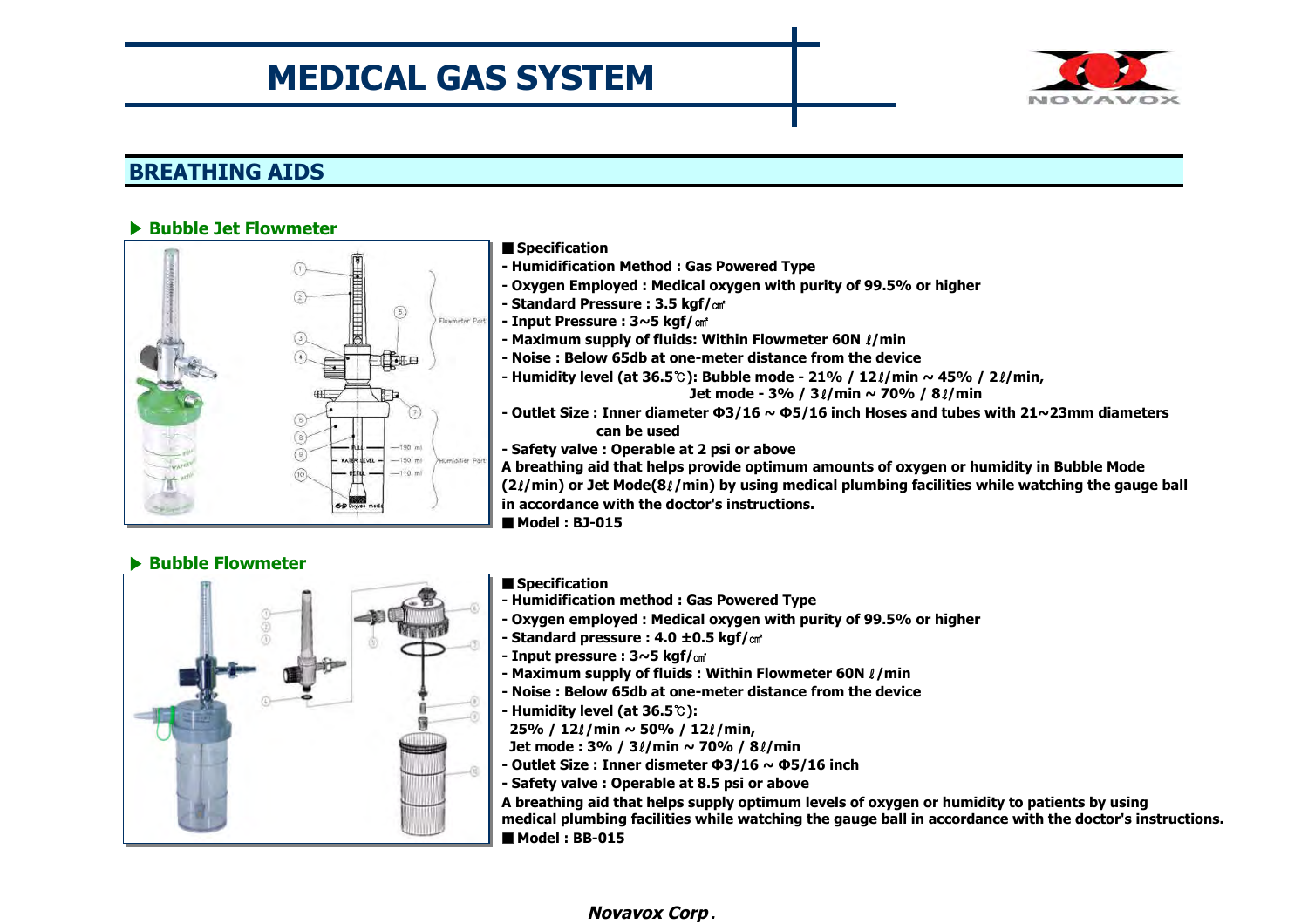# MEDICAL GAS SYSTEM

## BREATHING AIDS

### ▶ Bubble Jet Flowmeter

■ **Specification**

- **Humidification Method : Gas Powered Type**
- **Oxygen Employed : Medical oxygen with purity of 99.5% or higher**
- **Standard Pressure : 3.5 kgf/㎠**
- **Input Pressure : 3~5 kgf/㎠**
- **Maximum supply of fluids: Within Flowmeter 60N ℓ/min**
- **Noise : Below 65db at one-meter distance from the device**
- **Humidity level (at 36.5℃): Bubble mode - 21% / 12ℓ/min ~ 45% / 2ℓ/min, Jet mode - 3% / 3ℓ/min ~ 70% / 8ℓ/min**
- **Outlet Size : Inner diameter Φ3/16 ~ Φ5/16 inch Hoses and tubes with 21~23mm diameters can be used**
- **Safety valve : Operable at 2 psi or above**

**A breathing aid that helps provide optimum amounts of oxygen or humidity in Bubble Mode (2ℓ/min) or Jet Mode(8ℓ/min) by using medical plumbing facilities while watching the gauge ball in accordance with the doctor's instructions.**

■ **Model : BJ-015**

### ▶ Bubble Flowmeter

■ **Specification**

- **Humidification method : Gas Powered Type**
- **Oxygen employed : Medical oxygen with purity of 99.5% or higher**
- **Standard pressure : 4.0 ±0.5 kgf/㎠**
- **Input pressure : 3~5 kgf/㎠**
- **Maximum supply of fluids : Within Flowmeter 60N ℓ/min**
- **Noise : Below 65db at one-meter distance from the device**
- **Humidity level (at 36.5℃):**
  **25% / 12ℓ/min ~ 50% / 12ℓ/min,**
  **Jet mode : 3% / 3ℓ/min ~ 70% / 8ℓ/min**
- **Outlet Size : Inner dismeter Φ3/16 ~ Φ5/16 inch**
- **Safety valve : Operable at 8.5 psi or above**

**A breathing aid that helps supply optimum levels of oxygen or humidity to patients by using medical plumbing facilities while watching the gauge ball in accordance with the doctor's instructions.**

■ **Model : BB-015**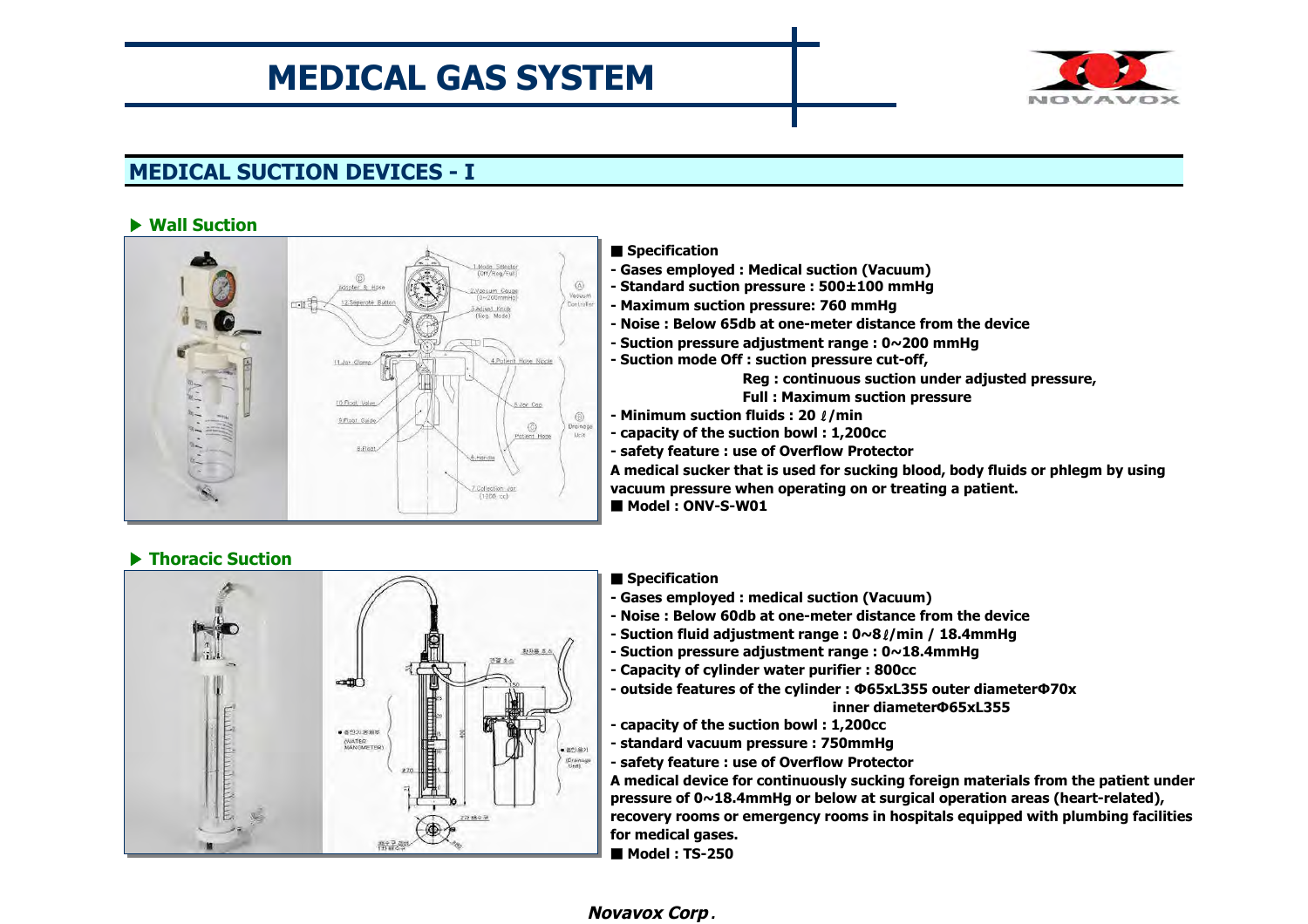# MEDICAL GAS SYSTEM

## MEDICAL SUCTION DEVICES - I

### ▶ Wall Suction

■ **Specification**

- Gases employed : Medical suction (Vacuum)
- Standard suction pressure : 500±100 mmHg
- Maximum suction pressure: 760 mmHg
- Noise : Below 65db at one-meter distance from the device
- Suction pressure adjustment range : 0~200 mmHg
- Suction mode Off : suction pressure cut-off,
  Reg : continuous suction under adjusted pressure,
  Full : Maximum suction pressure
- Minimum suction fluids : 20 ℓ/min
- capacity of the suction bowl : 1,200cc
- safety feature : use of Overflow Protector

**A medical sucker that is used for sucking blood, body fluids or phlegm by using vacuum pressure when operating on or treating a patient.**

■ **Model : ONV-S-W01**

### ▶ Thoracic Suction

■ **Specification**

- Gases employed : medical suction (Vacuum)
- Noise : Below 60db at one-meter distance from the device
- Suction fluid adjustment range : 0~8ℓ/min / 18.4mmHg
- Suction pressure adjustment range : 0~18.4mmHg
- Capacity of cylinder water purifier : 800cc
- outside features of the cylinder : Φ65xL355 outer diameterΦ70x
  inner diameterΦ65xL355
- capacity of the suction bowl : 1,200cc
- standard vacuum pressure : 750mmHg
- safety feature : use of Overflow Protector

**A medical device for continuously sucking foreign materials from the patient under pressure of 0~18.4mmHg or below at surgical operation areas (heart-related), recovery rooms or emergency rooms in hospitals equipped with plumbing facilities for medical gases.**

■ **Model : TS-250**

***Novavox Corp.***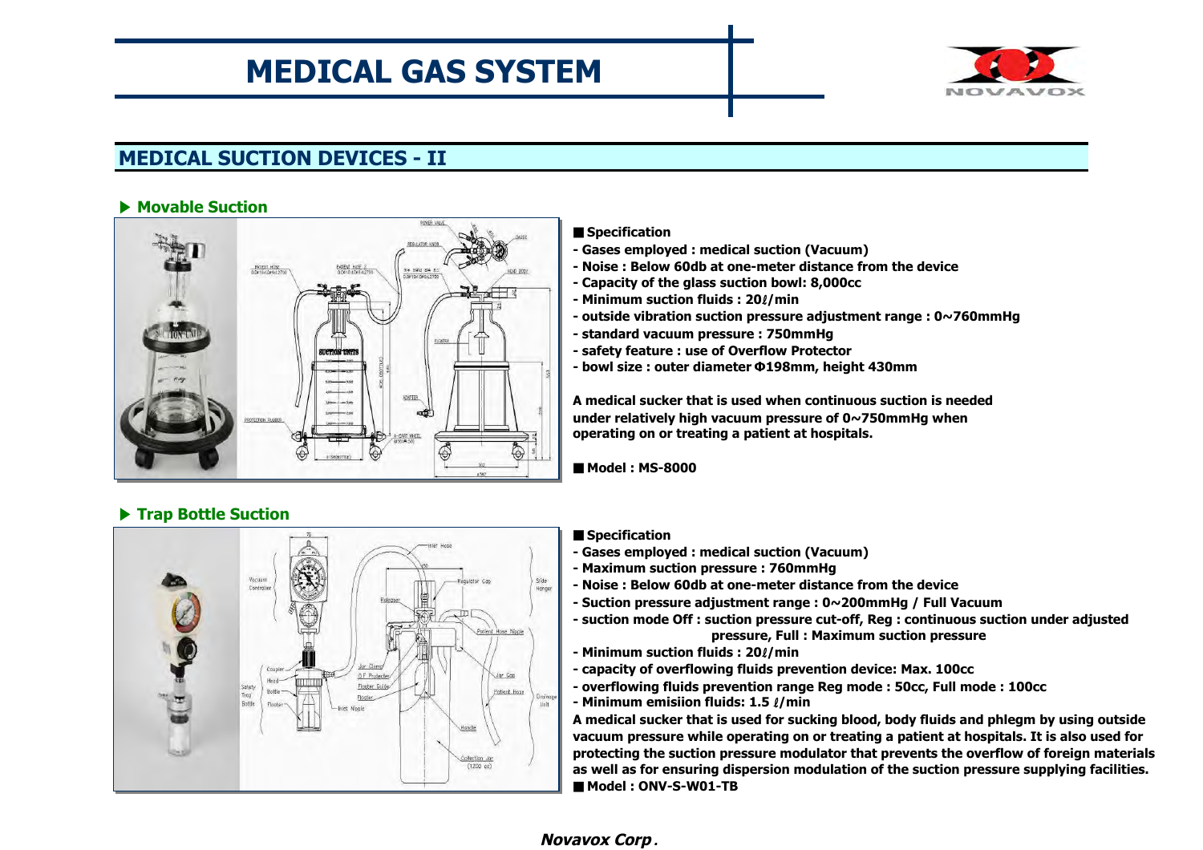# MEDICAL GAS SYSTEM

## MEDICAL SUCTION DEVICES - II

### ▶ Movable Suction

■ **Specification**

- **Gases employed : medical suction (Vacuum)**
- **Noise : Below 60db at one-meter distance from the device**
- **Capacity of the glass suction bowl: 8,000cc**
- **Minimum suction fluids : 20ℓ/min**
- **outside vibration suction pressure adjustment range : 0~760mmHg**
- **standard vacuum pressure : 750mmHg**
- **safety feature : use of Overflow Protector**
- **bowl size : outer diameter Φ198mm, height 430mm**

**A medical sucker that is used when continuous suction is needed under relatively high vacuum pressure of 0~750mmHg when operating on or treating a patient at hospitals.**

■ **Model : MS-8000**

### ▶ Trap Bottle Suction

■ **Specification**

- **Gases employed : medical suction (Vacuum)**
- **Maximum suction pressure : 760mmHg**
- **Noise : Below 60db at one-meter distance from the device**
- **Suction pressure adjustment range : 0~200mmHg / Full Vacuum**
- **suction mode Off : suction pressure cut-off, Reg : continuous suction under adjusted pressure, Full : Maximum suction pressure**
- **Minimum suction fluids : 20ℓ/min**
- **capacity of overflowing fluids prevention device: Max. 100cc**
- **overflowing fluids prevention range Reg mode : 50cc, Full mode : 100cc**
- **Minimum emisiion fluids: 1.5 ℓ/min**

**A medical sucker that is used for sucking blood, body fluids and phlegm by using outside vacuum pressure while operating on or treating a patient at hospitals. It is also used for protecting the suction pressure modulator that prevents the overflow of foreign materials as well as for ensuring dispersion modulation of the suction pressure supplying facilities.**

■ **Model : ONV-S-W01-TB**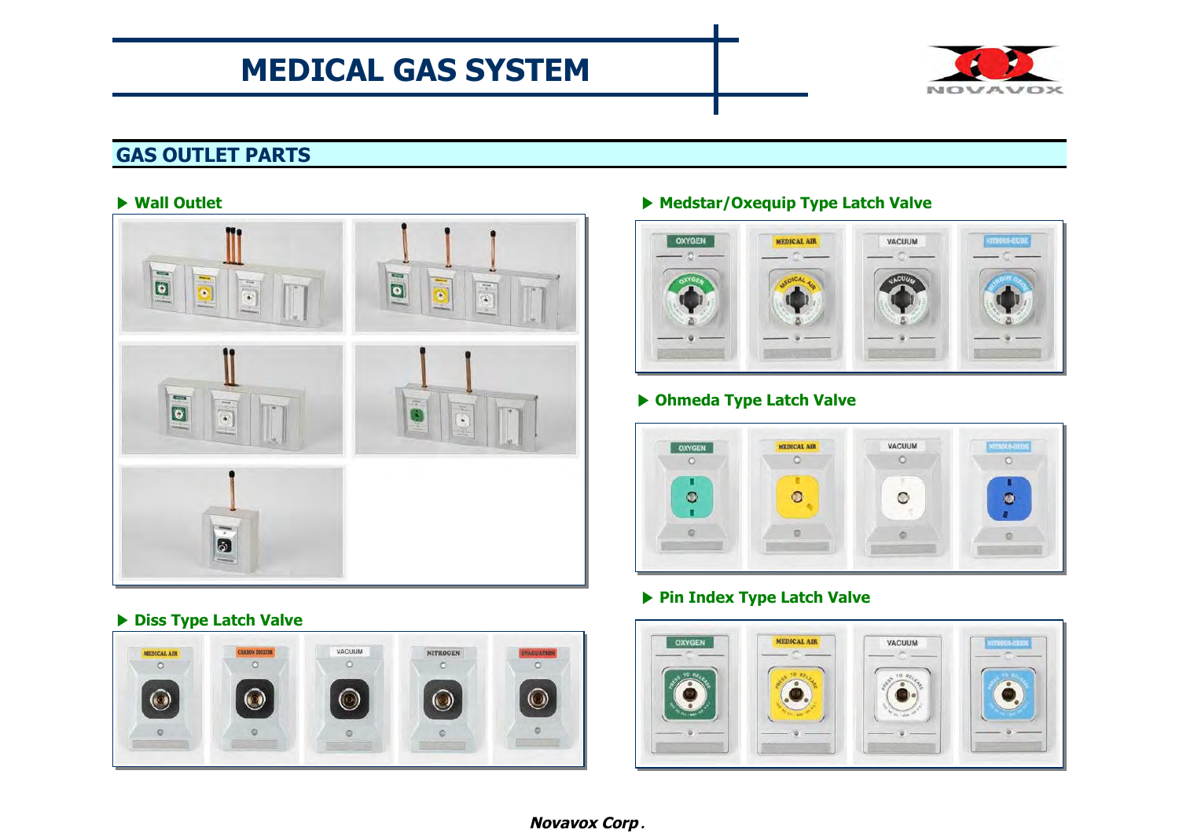# MEDICAL GAS SYSTEM

## GAS OUTLET PARTS

### ▶ Wall Outlet

### ▶ Diss Type Latch Valve

MEDICAL AIR | CARBON DIOXIDE | VACUUM | NITROGEN | EVACUATION

### ▶ Medstar/Oxequip Type Latch Valve

OXYGEN | MEDICAL AIR | VACUUM | NITROUS-OXIDE

### ▶ Ohmeda Type Latch Valve

OXYGEN | MEDICAL AIR | VACUUM | NITROUS-OXIDE

### ▶ Pin Index Type Latch Valve

OXYGEN | MEDICAL AIR | VACUUM | NITROUS-OXIDE

***Novavox Corp.***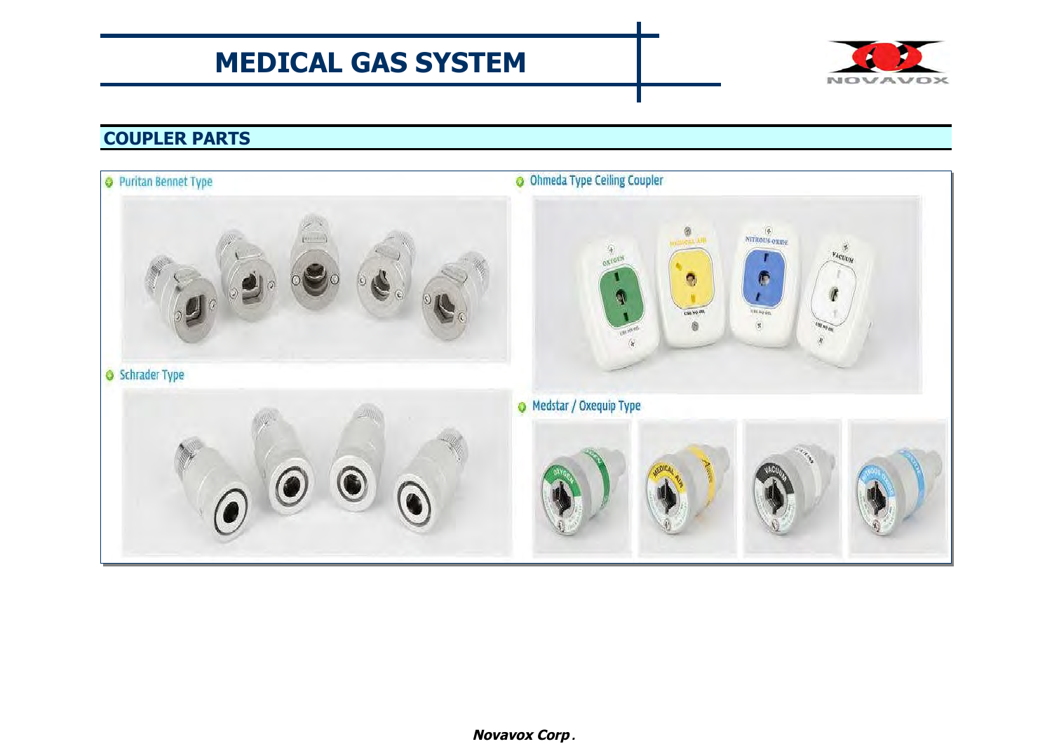# MEDICAL GAS SYSTEM

## COUPLER PARTS

- Puritan Bennet Type
- Schrader Type
- Ohmeda Type Ceiling Coupler
- Medstar / Oxequip Type

***Novavox Corp.***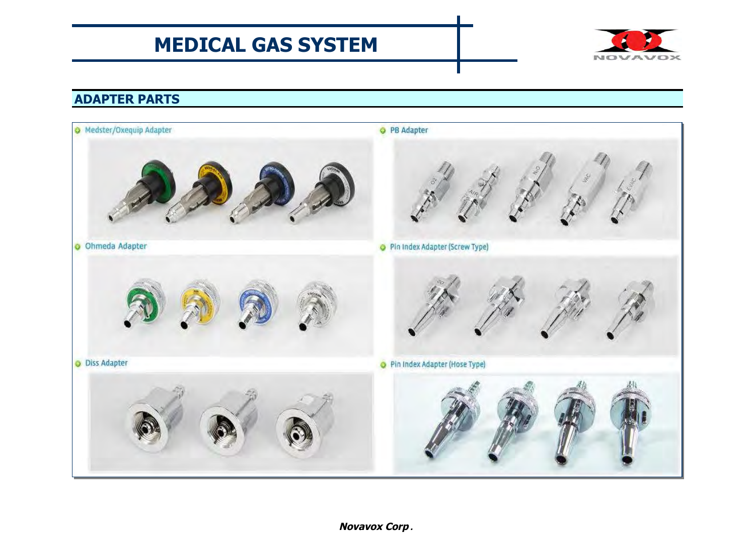# MEDICAL GAS SYSTEM

## ADAPTER PARTS

Medster/Oxequip Adapter

PB Adapter

Ohmeda Adapter

Pin Index Adapter (Screw Type)

Diss Adapter

Pin Index Adapter (Hose Type)

***Novavox Corp.***